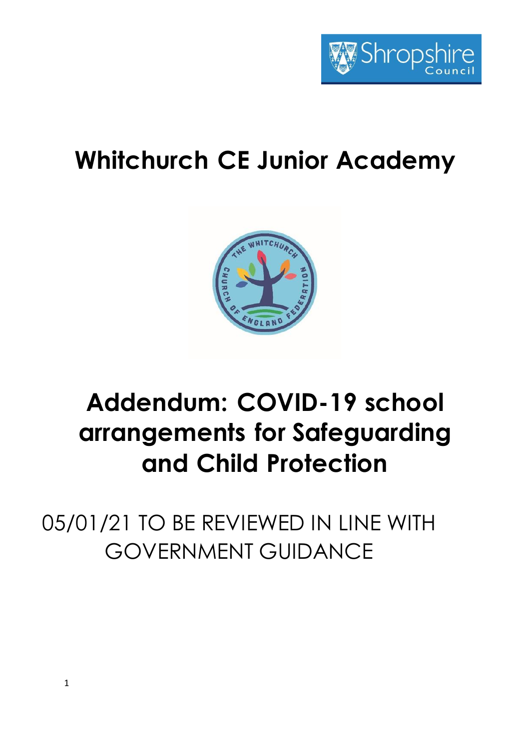# Whitchurch CE Junior Academy

# Addendum: COVID-19 school arrangements for Safeguarding and Child Protection

05/01/21 TO BE REVIEWED IN LINE WITH GOVERNMENT GUIDANCE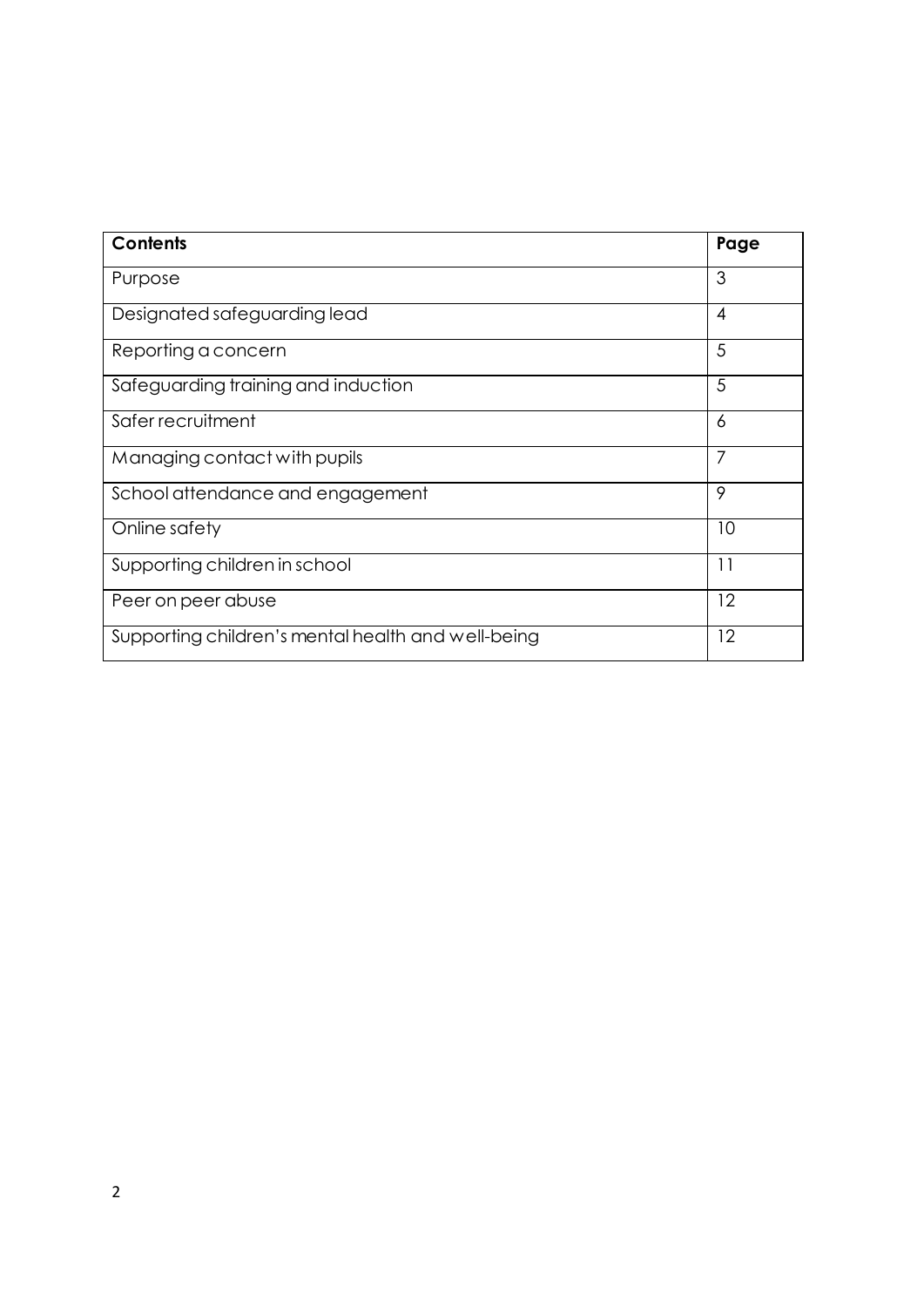| **Contents** | **Page** |
|---|---|
| Purpose | 3 |
| Designated safeguarding lead | 4 |
| Reporting a concern | 5 |
| Safeguarding training and induction | 5 |
| Safer recruitment | 6 |
| Managing contact with pupils | 7 |
| School attendance and engagement | 9 |
| Online safety | 10 |
| Supporting children in school | 11 |
| Peer on peer abuse | 12 |
| Supporting children's mental health and well-being | 12 |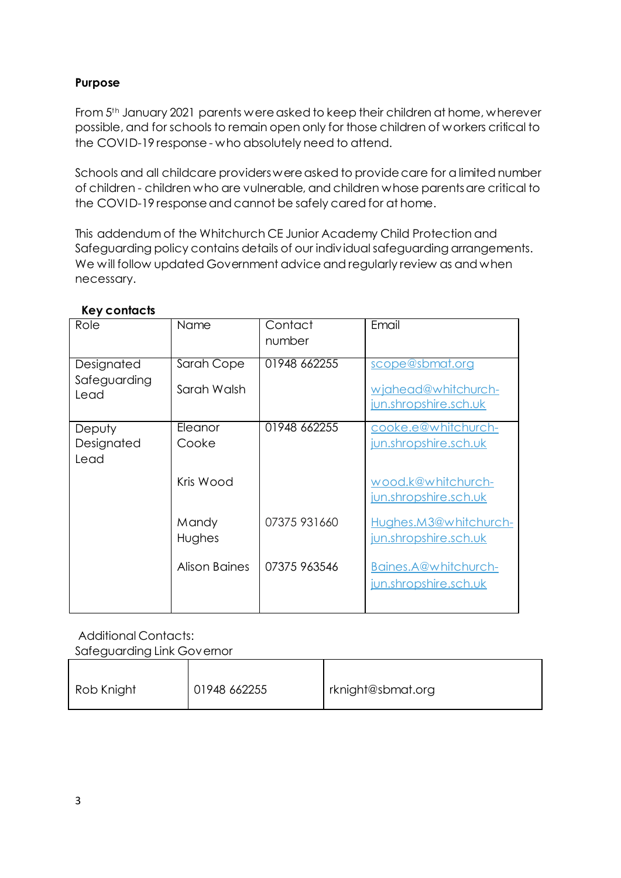**Purpose**

From 5th January 2021 parents were asked to keep their children at home, wherever possible, and for schools to remain open only for those children of workers critical to the COVID-19 response - who absolutely need to attend.

Schools and all childcare providers were asked to provide care for a limited number of children - children who are vulnerable, and children whose parents are critical to the COVID-19 response and cannot be safely cared for at home.

This addendum of the Whitchurch CE Junior Academy Child Protection and Safeguarding policy contains details of our individual safeguarding arrangements. We will follow updated Government advice and regularly review as and when necessary.

**Key contacts**

| Role | Name | Contact number | Email |
| --- | --- | --- | --- |
| Designated Safeguarding Lead | Sarah Cope<br><br>Sarah Walsh | 01948 662255 | scope@sbmat.org<br><br>wjahead@whitchurch-jun.shropshire.sch.uk |
| Deputy Designated Lead | Eleanor Cooke<br><br>Kris Wood<br><br>Mandy Hughes<br><br>Alison Baines | 01948 662255<br><br><br><br>07375 931660<br><br>07375 963546 | cooke.e@whitchurch-jun.shropshire.sch.uk<br><br>wood.k@whitchurch-jun.shropshire.sch.uk<br><br>Hughes.M3@whitchurch-jun.shropshire.sch.uk<br><br>Baines.A@whitchurch-jun.shropshire.sch.uk |

Additional Contacts:
Safeguarding Link Governor

| | | |
| --- | --- | --- |
| Rob Knight | 01948 662255 | rknight@sbmat.org |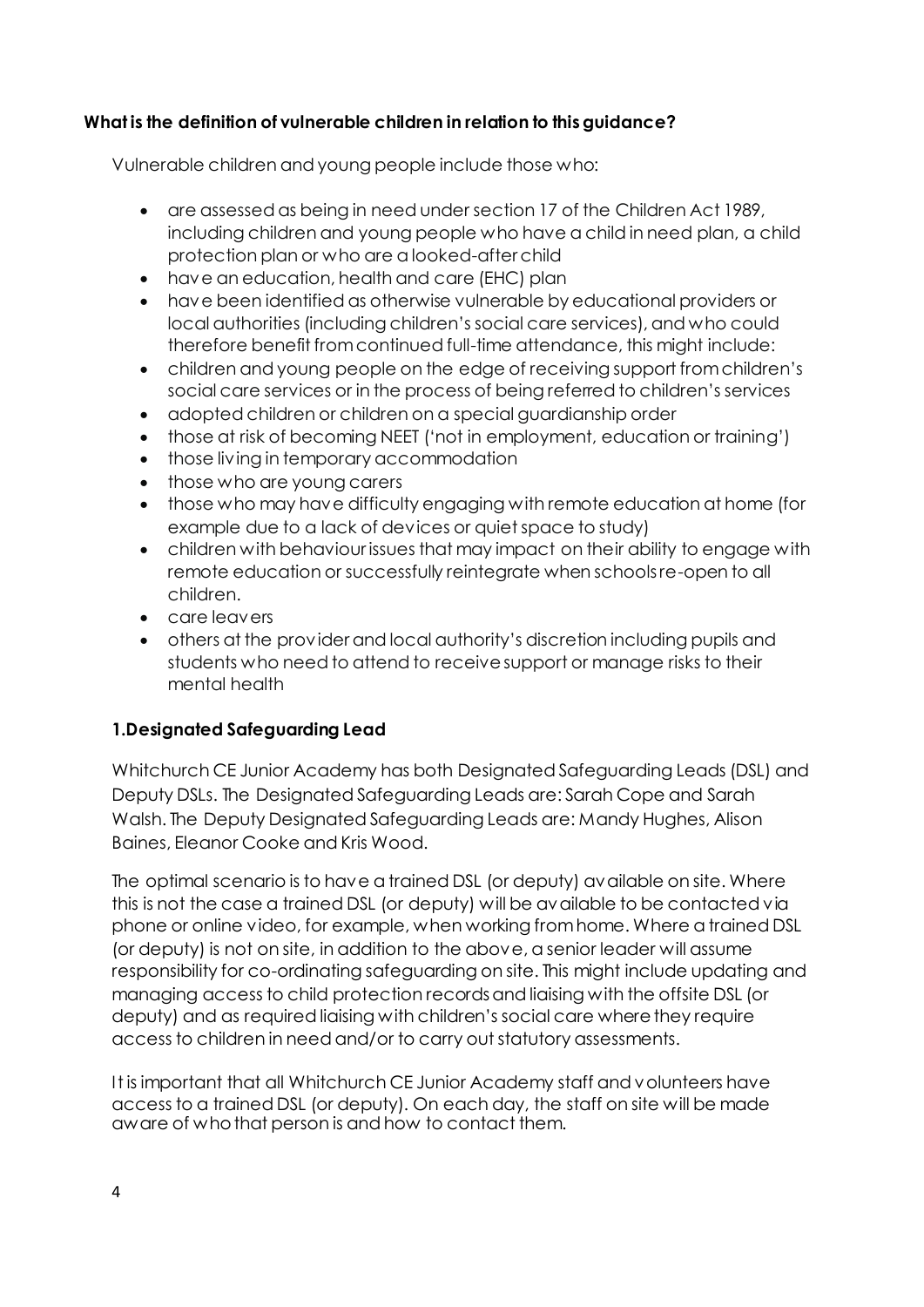**What is the definition of vulnerable children in relation to this guidance?**

Vulnerable children and young people include those who:

- are assessed as being in need under section 17 of the Children Act 1989, including children and young people who have a child in need plan, a child protection plan or who are a looked-after child
- have an education, health and care (EHC) plan
- have been identified as otherwise vulnerable by educational providers or local authorities (including children's social care services), and who could therefore benefit from continued full-time attendance, this might include:
- children and young people on the edge of receiving support from children's social care services or in the process of being referred to children's services
- adopted children or children on a special guardianship order
- those at risk of becoming NEET ('not in employment, education or training')
- those living in temporary accommodation
- those who are young carers
- those who may have difficulty engaging with remote education at home (for example due to a lack of devices or quiet space to study)
- children with behaviour issues that may impact on their ability to engage with remote education or successfully reintegrate when schools re-open to all children.
- care leavers
- others at the provider and local authority's discretion including pupils and students who need to attend to receive support or manage risks to their mental health

## 1.Designated Safeguarding Lead

Whitchurch CE Junior Academy has both Designated Safeguarding Leads (DSL) and Deputy DSLs. The Designated Safeguarding Leads are: Sarah Cope and Sarah Walsh. The Deputy Designated Safeguarding Leads are: Mandy Hughes, Alison Baines, Eleanor Cooke and Kris Wood.

The optimal scenario is to have a trained DSL (or deputy) available on site. Where this is not the case a trained DSL (or deputy) will be available to be contacted via phone or online video, for example, when working from home. Where a trained DSL (or deputy) is not on site, in addition to the above, a senior leader will assume responsibility for co-ordinating safeguarding on site. This might include updating and managing access to child protection records and liaising with the offsite DSL (or deputy) and as required liaising with children's social care where they require access to children in need and/or to carry out statutory assessments.

It is important that all Whitchurch CE Junior Academy staff and volunteers have access to a trained DSL (or deputy). On each day, the staff on site will be made aware of who that person is and how to contact them.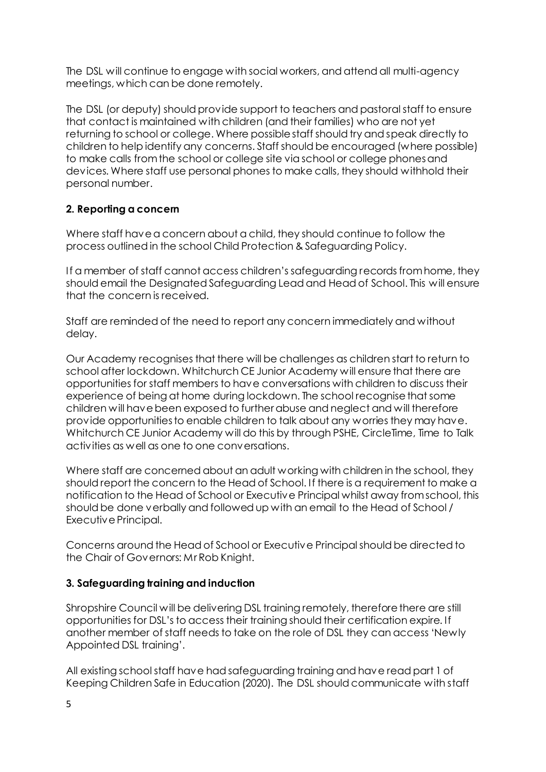The DSL will continue to engage with social workers, and attend all multi-agency meetings, which can be done remotely.

The DSL (or deputy) should provide support to teachers and pastoral staff to ensure that contact is maintained with children (and their families) who are not yet returning to school or college. Where possible staff should try and speak directly to children to help identify any concerns. Staff should be encouraged (where possible) to make calls from the school or college site via school or college phones and devices. Where staff use personal phones to make calls, they should withhold their personal number.

### 2. Reporting a concern

Where staff have a concern about a child, they should continue to follow the process outlined in the school Child Protection & Safeguarding Policy.

If a member of staff cannot access children's safeguarding records from home, they should email the Designated Safeguarding Lead and Head of School. This will ensure that the concern is received.

Staff are reminded of the need to report any concern immediately and without delay.

Our Academy recognises that there will be challenges as children start to return to school after lockdown. Whitchurch CE Junior Academy will ensure that there are opportunities for staff members to have conversations with children to discuss their experience of being at home during lockdown. The school recognise that some children will have been exposed to further abuse and neglect and will therefore provide opportunities to enable children to talk about any worries they may have. Whitchurch CE Junior Academy will do this by through PSHE, CircleTime, Time to Talk activities as well as one to one conversations.

Where staff are concerned about an adult working with children in the school, they should report the concern to the Head of School. If there is a requirement to make a notification to the Head of School or Executive Principal whilst away from school, this should be done verbally and followed up with an email to the Head of School / Executive Principal.

Concerns around the Head of School or Executive Principal should be directed to the Chair of Governors: Mr Rob Knight.

### 3. Safeguarding training and induction

Shropshire Council will be delivering DSL training remotely, therefore there are still opportunities for DSL's to access their training should their certification expire. If another member of staff needs to take on the role of DSL they can access 'Newly Appointed DSL training'.

All existing school staff have had safeguarding training and have read part 1 of Keeping Children Safe in Education (2020). The DSL should communicate with staff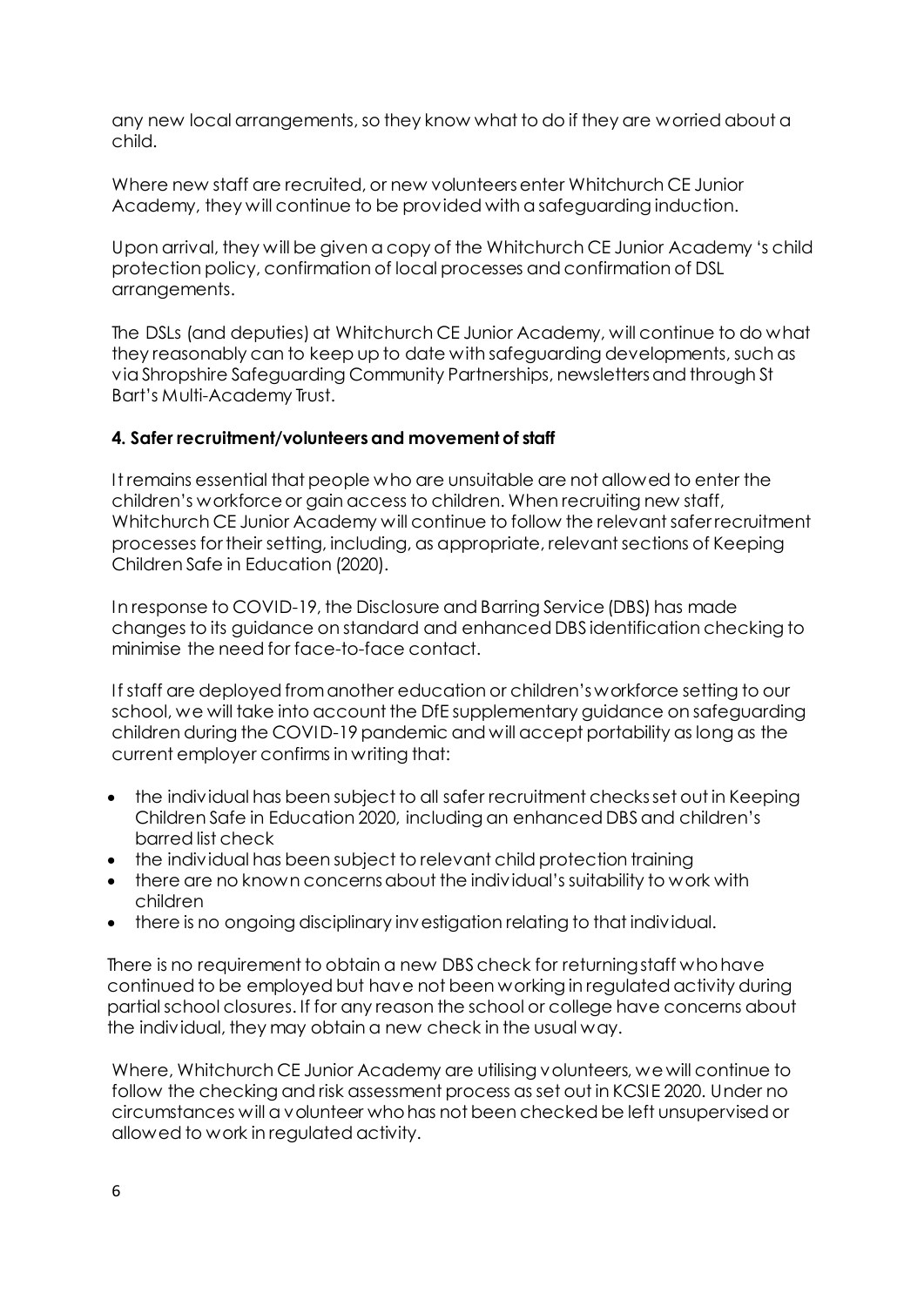any new local arrangements, so they know what to do if they are worried about a child.

Where new staff are recruited, or new volunteers enter Whitchurch CE Junior Academy, they will continue to be provided with a safeguarding induction.

Upon arrival, they will be given a copy of the Whitchurch CE Junior Academy 's child protection policy, confirmation of local processes and confirmation of DSL arrangements.

The DSLs (and deputies) at Whitchurch CE Junior Academy, will continue to do what they reasonably can to keep up to date with safeguarding developments, such as via Shropshire Safeguarding Community Partnerships, newsletters and through St Bart's Multi-Academy Trust.

**4. Safer recruitment/volunteers and movement of staff**

It remains essential that people who are unsuitable are not allowed to enter the children's workforce or gain access to children. When recruiting new staff, Whitchurch CE Junior Academy will continue to follow the relevant safer recruitment processes for their setting, including, as appropriate, relevant sections of Keeping Children Safe in Education (2020).

In response to COVID-19, the Disclosure and Barring Service (DBS) has made changes to its guidance on standard and enhanced DBS identification checking to minimise the need for face-to-face contact.

If staff are deployed from another education or children's workforce setting to our school, we will take into account the DfE supplementary guidance on safeguarding children during the COVID-19 pandemic and will accept portability as long as the current employer confirms in writing that:

- the individual has been subject to all safer recruitment checks set out in Keeping Children Safe in Education 2020, including an enhanced DBS and children's barred list check
- the individual has been subject to relevant child protection training
- there are no known concerns about the individual's suitability to work with children
- there is no ongoing disciplinary investigation relating to that individual.

There is no requirement to obtain a new DBS check for returning staff who have continued to be employed but have not been working in regulated activity during partial school closures. If for any reason the school or college have concerns about the individual, they may obtain a new check in the usual way.

Where, Whitchurch CE Junior Academy are utilising volunteers, we will continue to follow the checking and risk assessment process as set out in KCSIE 2020. Under no circumstances will a volunteer who has not been checked be left unsupervised or allowed to work in regulated activity.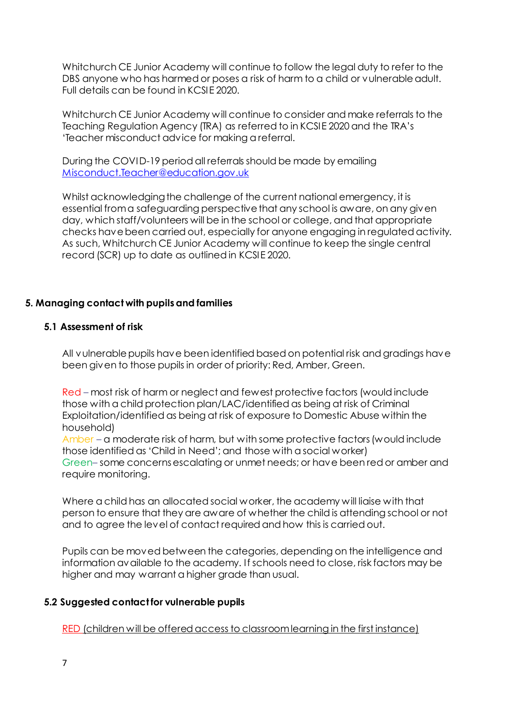Whitchurch CE Junior Academy will continue to follow the legal duty to refer to the DBS anyone who has harmed or poses a risk of harm to a child or vulnerable adult. Full details can be found in KCSIE 2020.

Whitchurch CE Junior Academy will continue to consider and make referrals to the Teaching Regulation Agency (TRA) as referred to in KCSIE 2020 and the TRA's 'Teacher misconduct advice for making a referral.

During the COVID-19 period all referrals should be made by emailing [Misconduct.Teacher@education.gov.uk](mailto:Misconduct.Teacher@education.gov.uk)

Whilst acknowledging the challenge of the current national emergency, it is essential from a safeguarding perspective that any school is aware, on any given day, which staff/volunteers will be in the school or college, and that appropriate checks have been carried out, especially for anyone engaging in regulated activity. As such, Whitchurch CE Junior Academy will continue to keep the single central record (SCR) up to date as outlined in KCSIE 2020.

## 5. Managing contact with pupils and families

### 5.1 Assessment of risk

All vulnerable pupils have been identified based on potential risk and gradings have been given to those pupils in order of priority: Red, Amber, Green.

Red – most risk of harm or neglect and fewest protective factors (would include those with a child protection plan/LAC/identified as being at risk of Criminal Exploitation/identified as being at risk of exposure to Domestic Abuse within the household)
Amber – a moderate risk of harm, but with some protective factors (would include those identified as 'Child in Need'; and those with a social worker)
Green– some concerns escalating or unmet needs; or have been red or amber and require monitoring.

Where a child has an allocated social worker, the academy will liaise with that person to ensure that they are aware of whether the child is attending school or not and to agree the level of contact required and how this is carried out.

Pupils can be moved between the categories, depending on the intelligence and information available to the academy. If schools need to close, risk factors may be higher and may warrant a higher grade than usual.

### 5.2 Suggested contact for vulnerable pupils

RED (children will be offered access to classroom learning in the first instance)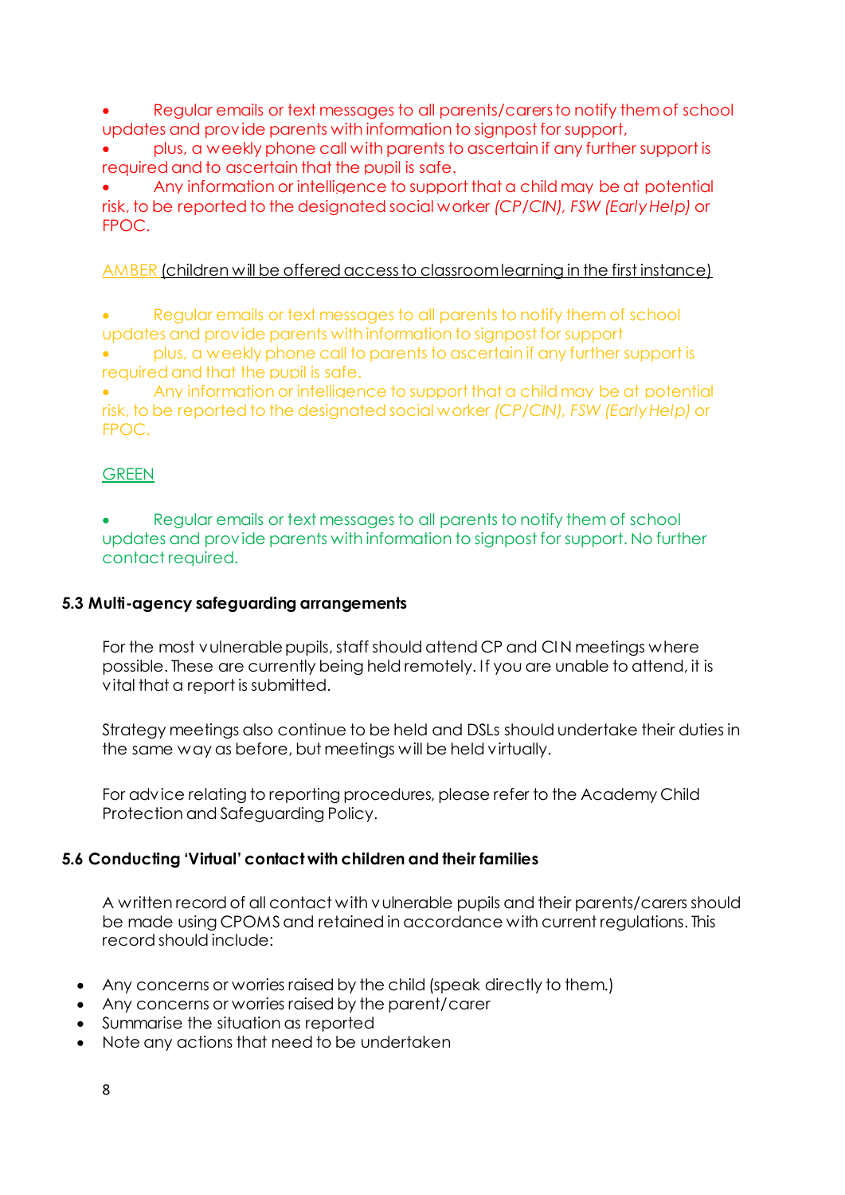- Regular emails or text messages to all parents/carers to notify them of school updates and provide parents with information to signpost for support,
- plus, a weekly phone call with parents to ascertain if any further support is required and to ascertain that the pupil is safe.
- Any information or intelligence to support that a child may be at potential risk, to be reported to the designated social worker *(CP/CIN), FSW (Early Help)* or FPOC.

AMBER (children will be offered access to classroom learning in the first instance)

- Regular emails or text messages to all parents to notify them of school updates and provide parents with information to signpost for support
- plus, a weekly phone call to parents to ascertain if any further support is required and that the pupil is safe.
- Any information or intelligence to support that a child may be at potential risk, to be reported to the designated social worker *(CP/CIN), FSW (Early Help)* or FPOC.

GREEN

- Regular emails or text messages to all parents to notify them of school updates and provide parents with information to signpost for support. No further contact required.

**5.3 Multi-agency safeguarding arrangements**

For the most vulnerable pupils, staff should attend CP and CIN meetings where possible. These are currently being held remotely. If you are unable to attend, it is vital that a report is submitted.

Strategy meetings also continue to be held and DSLs should undertake their duties in the same way as before, but meetings will be held virtually.

For advice relating to reporting procedures, please refer to the Academy Child Protection and Safeguarding Policy.

**5.6 Conducting 'Virtual' contact with children and their families**

A written record of all contact with vulnerable pupils and their parents/carers should be made using CPOMS and retained in accordance with current regulations. This record should include:

- Any concerns or worries raised by the child (speak directly to them.)
- Any concerns or worries raised by the parent/carer
- Summarise the situation as reported
- Note any actions that need to be undertaken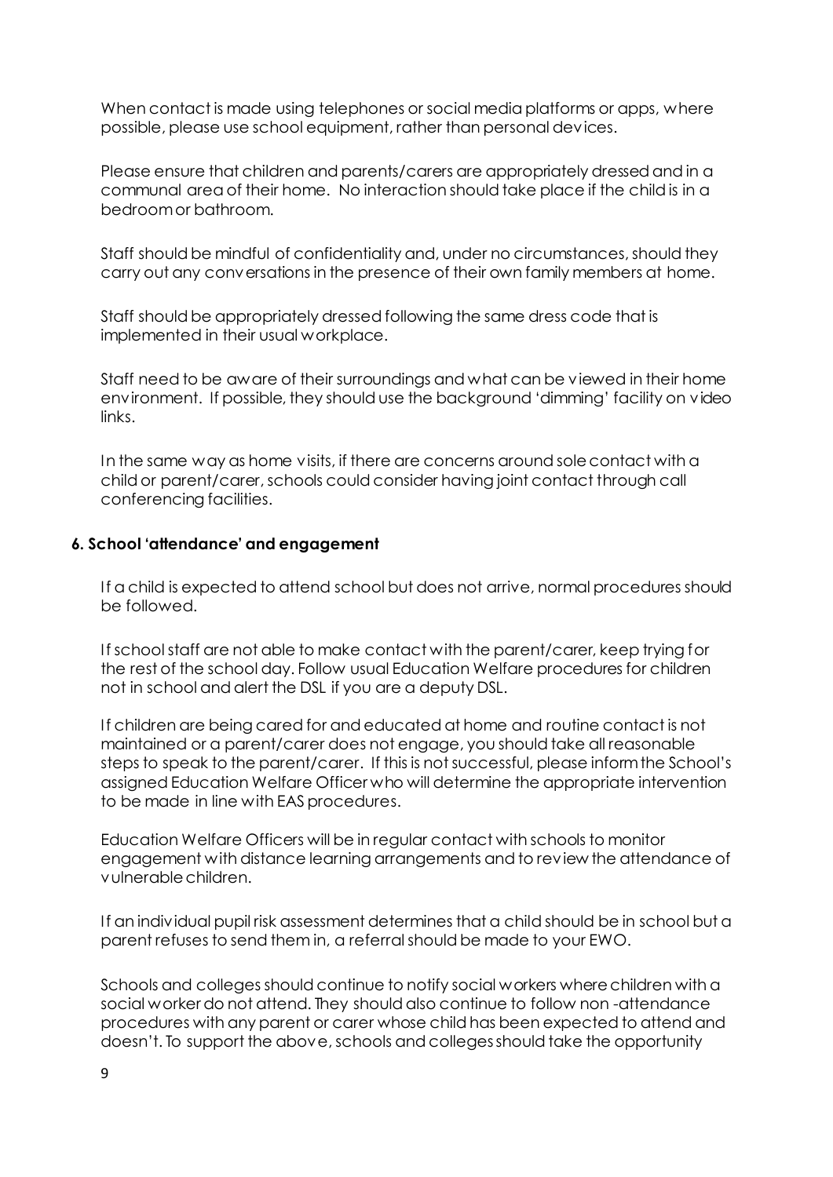When contact is made using telephones or social media platforms or apps, where possible, please use school equipment, rather than personal devices.

Please ensure that children and parents/carers are appropriately dressed and in a communal area of their home. No interaction should take place if the child is in a bedroom or bathroom.

Staff should be mindful of confidentiality and, under no circumstances, should they carry out any conversations in the presence of their own family members at home.

Staff should be appropriately dressed following the same dress code that is implemented in their usual workplace.

Staff need to be aware of their surroundings and what can be viewed in their home environment. If possible, they should use the background 'dimming' facility on video links.

In the same way as home visits, if there are concerns around sole contact with a child or parent/carer, schools could consider having joint contact through call conferencing facilities.

### 6. School 'attendance' and engagement

If a child is expected to attend school but does not arrive, normal procedures should be followed.

If school staff are not able to make contact with the parent/carer, keep trying for the rest of the school day. Follow usual Education Welfare procedures for children not in school and alert the DSL if you are a deputy DSL.

If children are being cared for and educated at home and routine contact is not maintained or a parent/carer does not engage, you should take all reasonable steps to speak to the parent/carer. If this is not successful, please inform the School's assigned Education Welfare Officer who will determine the appropriate intervention to be made in line with EAS procedures.

Education Welfare Officers will be in regular contact with schools to monitor engagement with distance learning arrangements and to review the attendance of vulnerable children.

If an individual pupil risk assessment determines that a child should be in school but a parent refuses to send them in, a referral should be made to your EWO.

Schools and colleges should continue to notify social workers where children with a social worker do not attend. They should also continue to follow non -attendance procedures with any parent or carer whose child has been expected to attend and doesn't. To support the above, schools and colleges should take the opportunity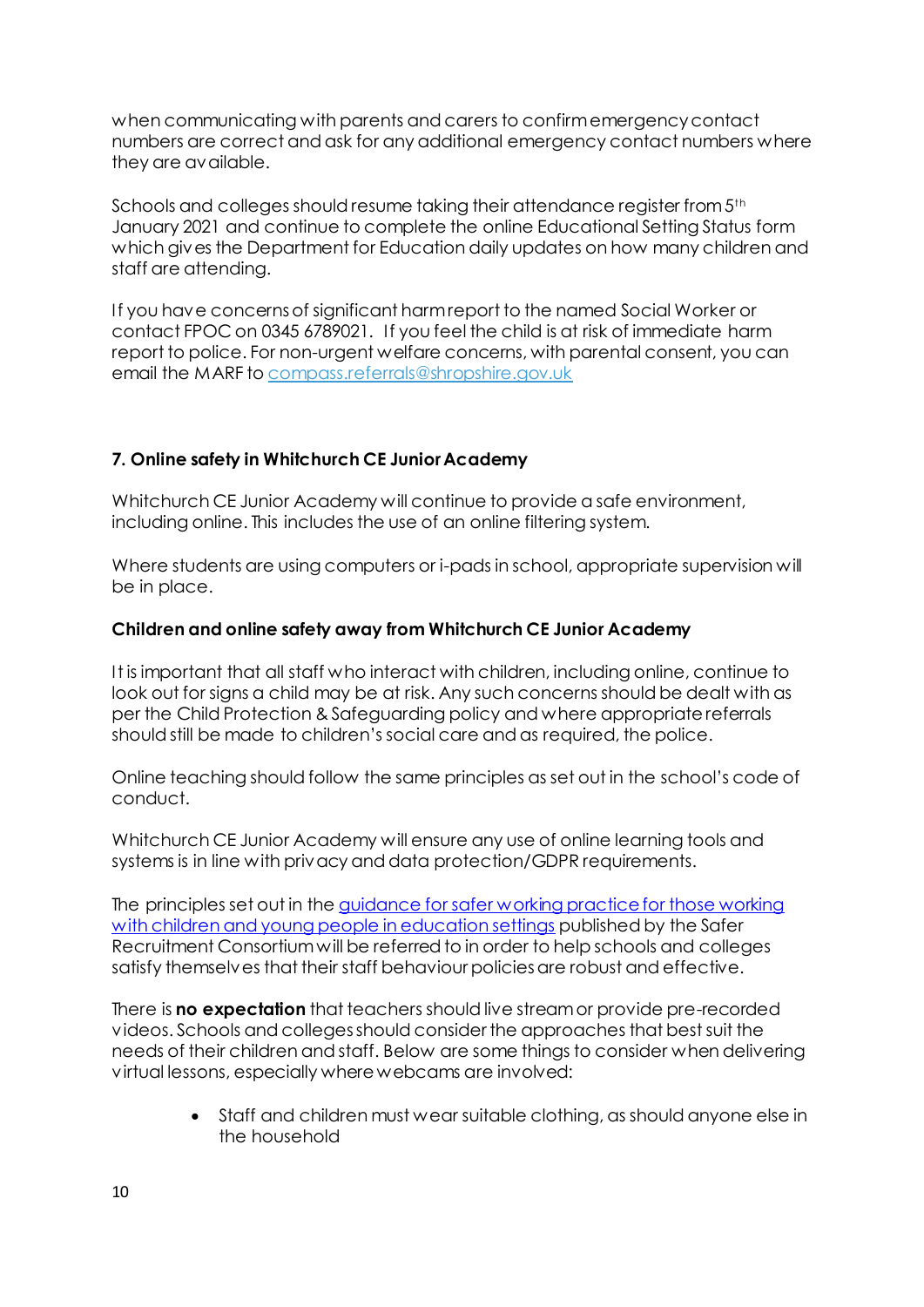when communicating with parents and carers to confirm emergency contact numbers are correct and ask for any additional emergency contact numbers where they are available.

Schools and colleges should resume taking their attendance register from 5th January 2021 and continue to complete the online Educational Setting Status form which gives the Department for Education daily updates on how many children and staff are attending.

If you have concerns of significant harm report to the named Social Worker or contact FPOC on 0345 6789021. If you feel the child is at risk of immediate harm report to police. For non-urgent welfare concerns, with parental consent, you can email the MARF to compass.referrals@shropshire.gov.uk

### 7. Online safety in Whitchurch CE Junior Academy

Whitchurch CE Junior Academy will continue to provide a safe environment, including online. This includes the use of an online filtering system.

Where students are using computers or i-pads in school, appropriate supervision will be in place.

#### Children and online safety away from Whitchurch CE Junior Academy

It is important that all staff who interact with children, including online, continue to look out for signs a child may be at risk. Any such concerns should be dealt with as per the Child Protection & Safeguarding policy and where appropriate referrals should still be made to children's social care and as required, the police.

Online teaching should follow the same principles as set out in the school's code of conduct.

Whitchurch CE Junior Academy will ensure any use of online learning tools and systems is in line with privacy and data protection/GDPR requirements.

The principles set out in the guidance for safer working practice for those working with children and young people in education settings published by the Safer Recruitment Consortium will be referred to in order to help schools and colleges satisfy themselves that their staff behaviour policies are robust and effective.

There is **no expectation** that teachers should live stream or provide pre-recorded videos. Schools and colleges should consider the approaches that best suit the needs of their children and staff. Below are some things to consider when delivering virtual lessons, especially where webcams are involved:

- Staff and children must wear suitable clothing, as should anyone else in the household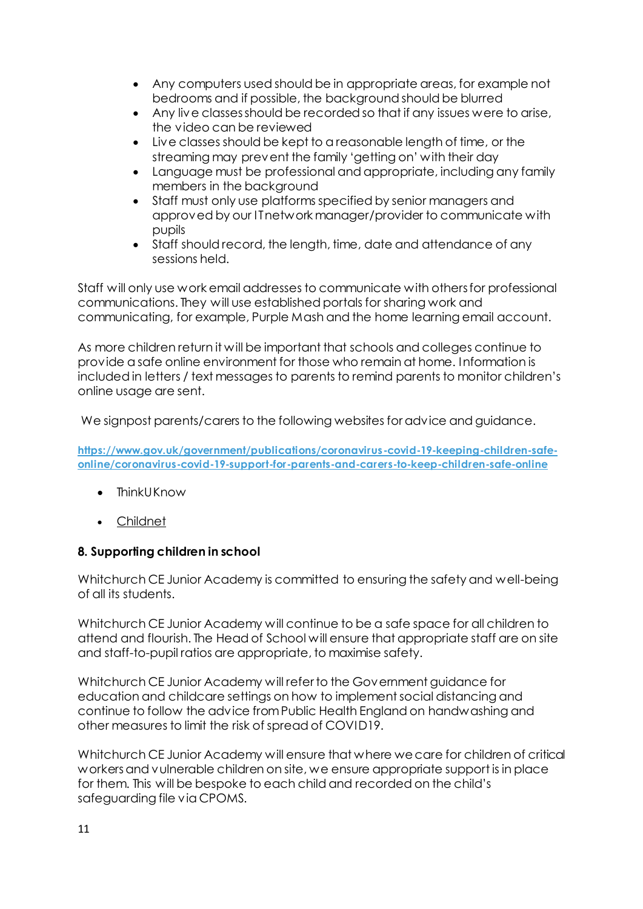- Any computers used should be in appropriate areas, for example not bedrooms and if possible, the background should be blurred
- Any live classes should be recorded so that if any issues were to arise, the video can be reviewed
- Live classes should be kept to a reasonable length of time, or the streaming may prevent the family 'getting on' with their day
- Language must be professional and appropriate, including any family members in the background
- Staff must only use platforms specified by senior managers and approved by our IT network manager/provider to communicate with pupils
- Staff should record, the length, time, date and attendance of any sessions held.

Staff will only use work email addresses to communicate with others for professional communications. They will use established portals for sharing work and communicating, for example, Purple Mash and the home learning email account.

As more children return it will be important that schools and colleges continue to provide a safe online environment for those who remain at home. Information is included in letters / text messages to parents to remind parents to monitor children's online usage are sent.

We signpost parents/carers to the following websites for advice and guidance.

[https://www.gov.uk/government/publications/coronavirus-covid-19-keeping-children-safe-online/coronavirus-covid-19-support-for-parents-and-carers-to-keep-children-safe-online](https://www.gov.uk/government/publications/coronavirus-covid-19-keeping-children-safe-online/coronavirus-covid-19-support-for-parents-and-carers-to-keep-children-safe-online)

- ThinkUKnow
- Childnet

**8. Supporting children in school**

Whitchurch CE Junior Academy is committed to ensuring the safety and well-being of all its students.

Whitchurch CE Junior Academy will continue to be a safe space for all children to attend and flourish. The Head of School will ensure that appropriate staff are on site and staff-to-pupil ratios are appropriate, to maximise safety.

Whitchurch CE Junior Academy will refer to the Government guidance for education and childcare settings on how to implement social distancing and continue to follow the advice from Public Health England on handwashing and other measures to limit the risk of spread of COVID19.

Whitchurch CE Junior Academy will ensure that where we care for children of critical workers and vulnerable children on site, we ensure appropriate support is in place for them. This will be bespoke to each child and recorded on the child's safeguarding file via CPOMS.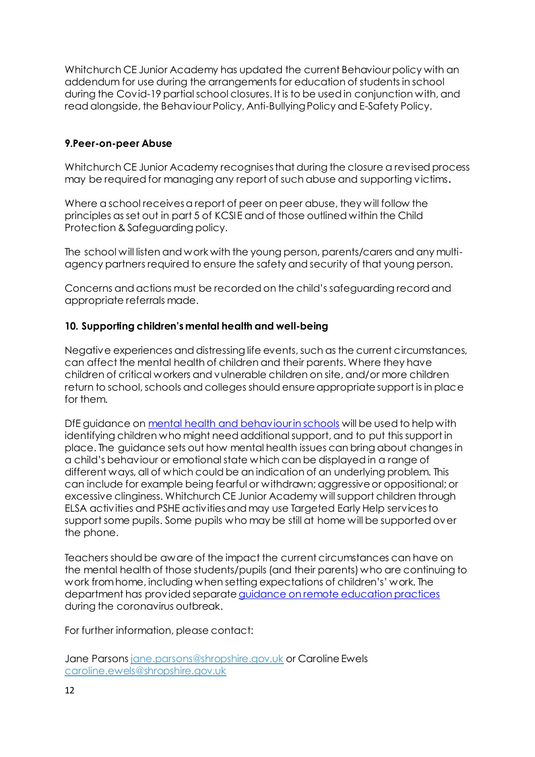Whitchurch CE Junior Academy has updated the current Behaviour policy with an addendum for use during the arrangements for education of students in school during the Covid-19 partial school closures. It is to be used in conjunction with, and read alongside, the Behaviour Policy, Anti-Bullying Policy and E-Safety Policy.

### 9.Peer-on-peer Abuse

Whitchurch CE Junior Academy recognises that during the closure a revised process may be required for managing any report of such abuse and supporting victims**.**

Where a school receives a report of peer on peer abuse, they will follow the principles as set out in part 5 of KCSIE and of those outlined within the Child Protection & Safeguarding policy.

The school will listen and work with the young person, parents/carers and any multi-agency partners required to ensure the safety and security of that young person.

Concerns and actions must be recorded on the child's safeguarding record and appropriate referrals made.

### 10. Supporting children's mental health and well-being

Negative experiences and distressing life events, such as the current circumstances, can affect the mental health of children and their parents. Where they have children of critical workers and vulnerable children on site, and/or more children return to school, schools and colleges should ensure appropriate support is in place for them.

DfE guidance on mental health and behaviour in schools will be used to help with identifying children who might need additional support, and to put this support in place. The guidance sets out how mental health issues can bring about changes in a child's behaviour or emotional state which can be displayed in a range of different ways, all of which could be an indication of an underlying problem. This can include for example being fearful or withdrawn; aggressive or oppositional; or excessive clinginess. Whitchurch CE Junior Academy will support children through ELSA activities and PSHE activities and may use Targeted Early Help services to support some pupils. Some pupils who may be still at home will be supported over the phone.

Teachers should be aware of the impact the current circumstances can have on the mental health of those students/pupils (and their parents) who are continuing to work from home, including when setting expectations of childrens's' work. The department has provided separate guidance on remote education practices during the coronavirus outbreak.

For further information, please contact:

Jane Parsons jane.parsons@shropshire.gov.uk or Caroline Ewels caroline.ewels@shropshire.gov.uk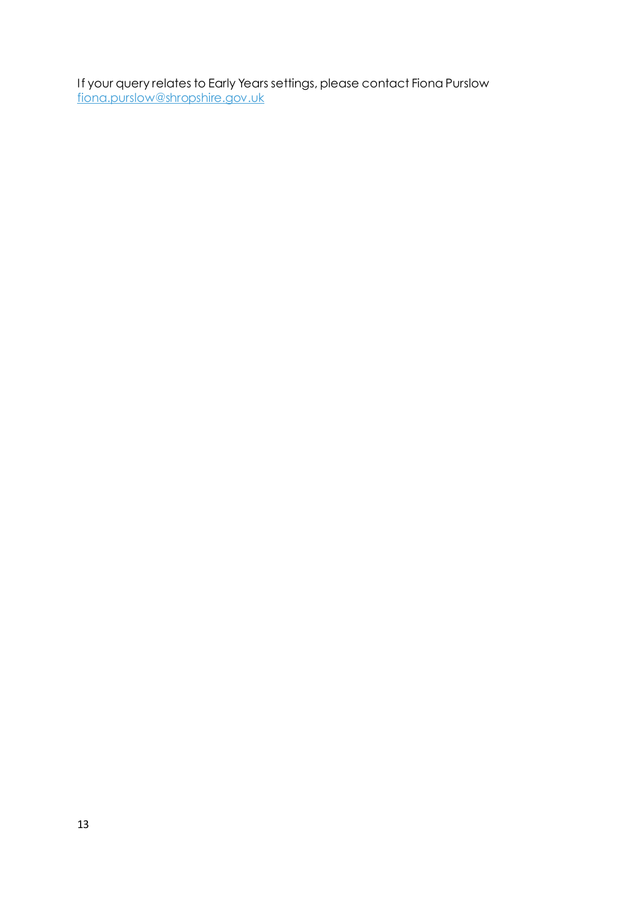If your query relates to Early Years settings, please contact Fiona Purslow
fiona.purslow@shropshire.gov.uk